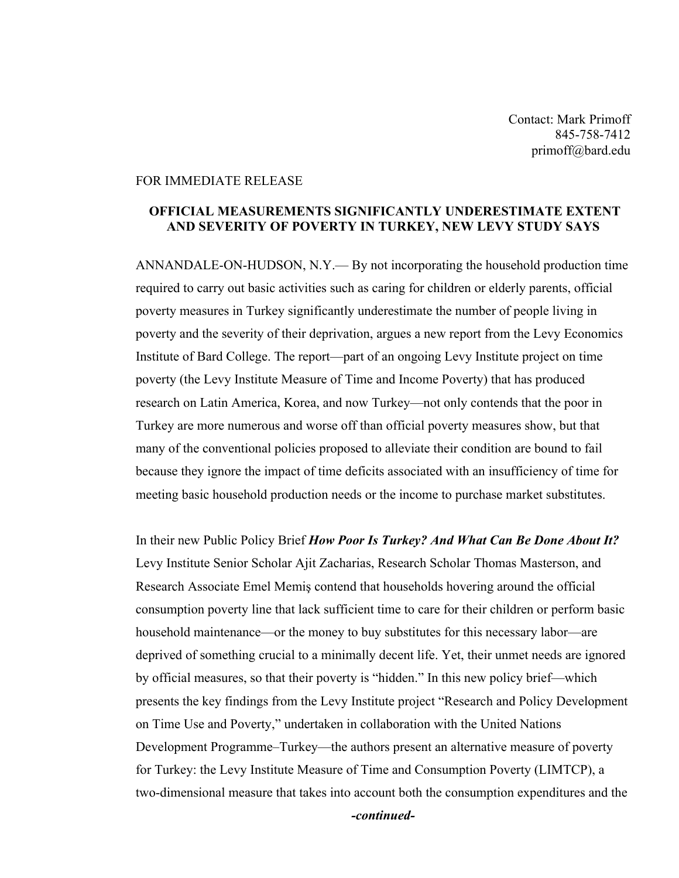Contact: Mark Primoff
845-758-7412
primoff@bard.edu

FOR IMMEDIATE RELEASE

**OFFICIAL MEASUREMENTS SIGNIFICANTLY UNDERESTIMATE EXTENT AND SEVERITY OF POVERTY IN TURKEY, NEW LEVY STUDY SAYS**

ANNANDALE-ON-HUDSON, N.Y.— By not incorporating the household production time required to carry out basic activities such as caring for children or elderly parents, official poverty measures in Turkey significantly underestimate the number of people living in poverty and the severity of their deprivation, argues a new report from the Levy Economics Institute of Bard College. The report—part of an ongoing Levy Institute project on time poverty (the Levy Institute Measure of Time and Income Poverty) that has produced research on Latin America, Korea, and now Turkey—not only contends that the poor in Turkey are more numerous and worse off than official poverty measures show, but that many of the conventional policies proposed to alleviate their condition are bound to fail because they ignore the impact of time deficits associated with an insufficiency of time for meeting basic household production needs or the income to purchase market substitutes.

In their new Public Policy Brief ***How Poor Is Turkey? And What Can Be Done About It?*** Levy Institute Senior Scholar Ajit Zacharias, Research Scholar Thomas Masterson, and Research Associate Emel Memiş contend that households hovering around the official consumption poverty line that lack sufficient time to care for their children or perform basic household maintenance—or the money to buy substitutes for this necessary labor—are deprived of something crucial to a minimally decent life. Yet, their unmet needs are ignored by official measures, so that their poverty is "hidden." In this new policy brief—which presents the key findings from the Levy Institute project "Research and Policy Development on Time Use and Poverty," undertaken in collaboration with the United Nations Development Programme–Turkey—the authors present an alternative measure of poverty for Turkey: the Levy Institute Measure of Time and Consumption Poverty (LIMTCP), a two-dimensional measure that takes into account both the consumption expenditures and the

***-continued-***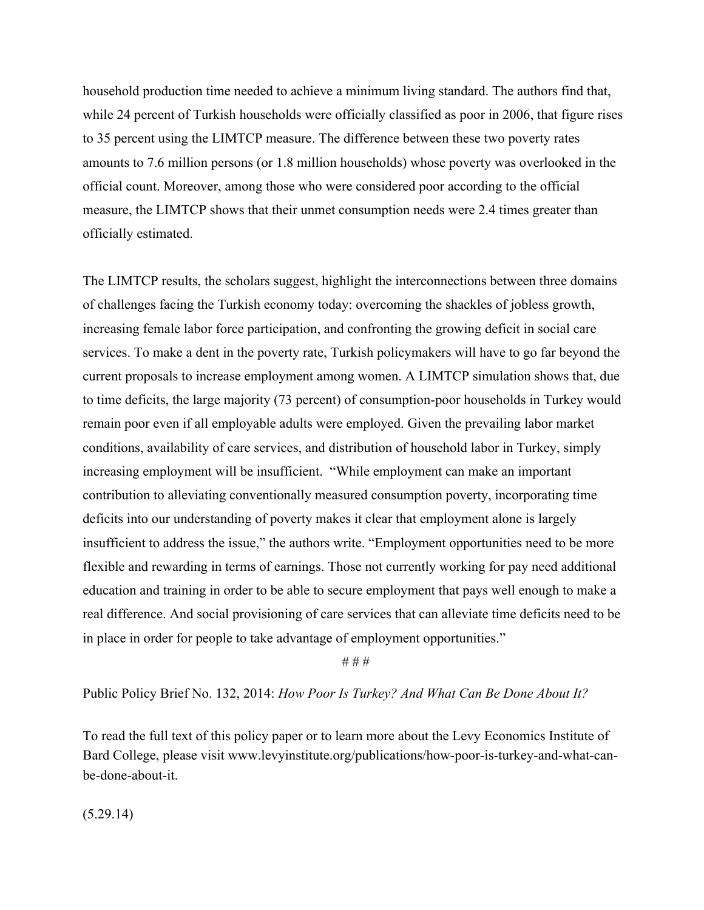household production time needed to achieve a minimum living standard. The authors find that, while 24 percent of Turkish households were officially classified as poor in 2006, that figure rises to 35 percent using the LIMTCP measure. The difference between these two poverty rates amounts to 7.6 million persons (or 1.8 million households) whose poverty was overlooked in the official count. Moreover, among those who were considered poor according to the official measure, the LIMTCP shows that their unmet consumption needs were 2.4 times greater than officially estimated.

The LIMTCP results, the scholars suggest, highlight the interconnections between three domains of challenges facing the Turkish economy today: overcoming the shackles of jobless growth, increasing female labor force participation, and confronting the growing deficit in social care services. To make a dent in the poverty rate, Turkish policymakers will have to go far beyond the current proposals to increase employment among women. A LIMTCP simulation shows that, due to time deficits, the large majority (73 percent) of consumption-poor households in Turkey would remain poor even if all employable adults were employed. Given the prevailing labor market conditions, availability of care services, and distribution of household labor in Turkey, simply increasing employment will be insufficient. "While employment can make an important contribution to alleviating conventionally measured consumption poverty, incorporating time deficits into our understanding of poverty makes it clear that employment alone is largely insufficient to address the issue," the authors write. "Employment opportunities need to be more flexible and rewarding in terms of earnings. Those not currently working for pay need additional education and training in order to be able to secure employment that pays well enough to make a real difference. And social provisioning of care services that can alleviate time deficits need to be in place in order for people to take advantage of employment opportunities."

# # #

Public Policy Brief No. 132, 2014: *How Poor Is Turkey? And What Can Be Done About It?*

To read the full text of this policy paper or to learn more about the Levy Economics Institute of Bard College, please visit www.levyinstitute.org/publications/how-poor-is-turkey-and-what-can-be-done-about-it.

(5.29.14)